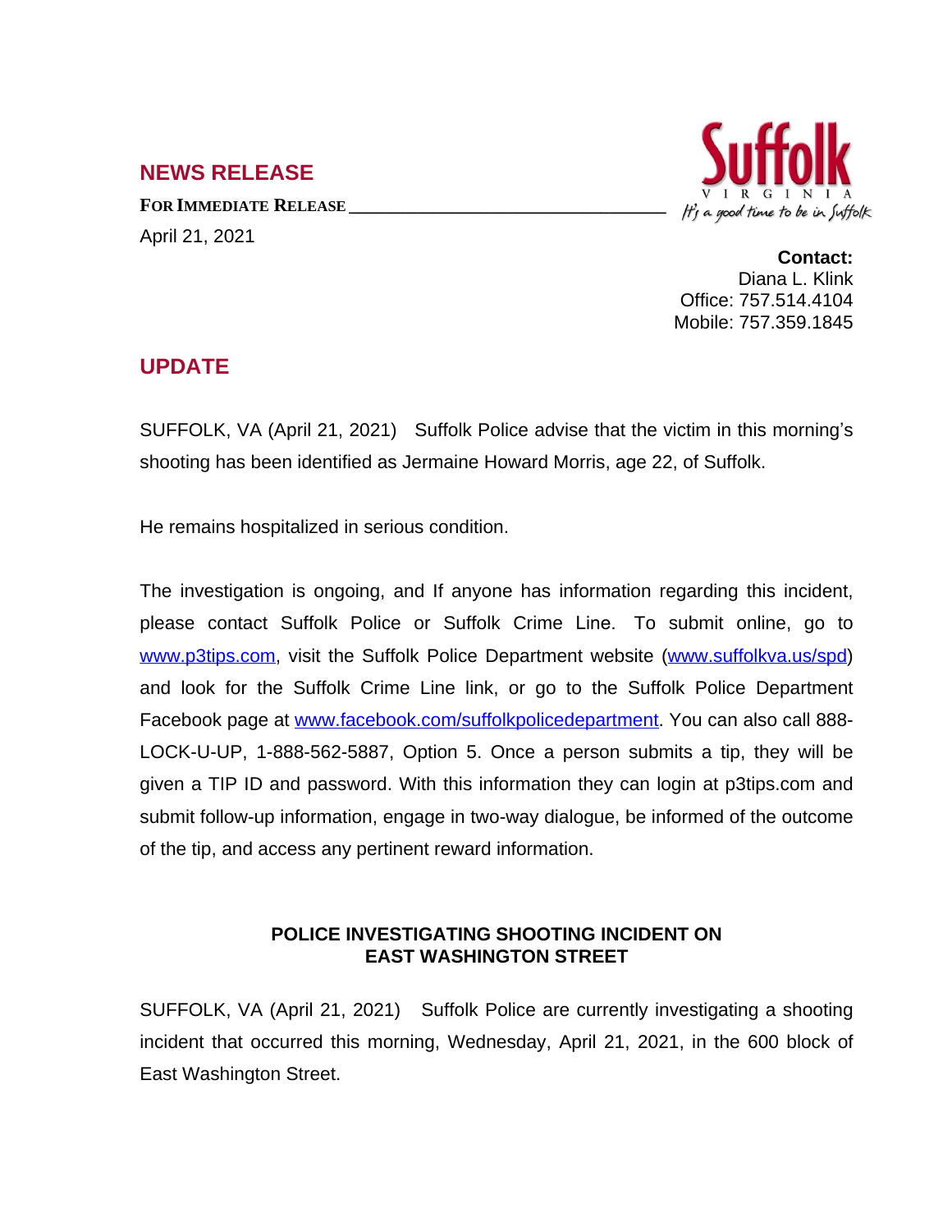## NEWS RELEASE

**FOR IMMEDIATE RELEASE**

April 21, 2021

Suffolk VIRGINIA *It's a good time to be in Suffolk*

**Contact:**
Diana L. Klink
Office: 757.514.4104
Mobile: 757.359.1845

## UPDATE

SUFFOLK, VA (April 21, 2021) Suffolk Police advise that the victim in this morning's shooting has been identified as Jermaine Howard Morris, age 22, of Suffolk.

He remains hospitalized in serious condition.

The investigation is ongoing, and If anyone has information regarding this incident, please contact Suffolk Police or Suffolk Crime Line. To submit online, go to [www.p3tips.com](http://www.p3tips.com), visit the Suffolk Police Department website ([www.suffolkva.us/spd](http://www.suffolkva.us/spd)) and look for the Suffolk Crime Line link, or go to the Suffolk Police Department Facebook page at [www.facebook.com/suffolkpolicedepartment](http://www.facebook.com/suffolkpolicedepartment). You can also call 888-LOCK-U-UP, 1-888-562-5887, Option 5. Once a person submits a tip, they will be given a TIP ID and password. With this information they can login at p3tips.com and submit follow-up information, engage in two-way dialogue, be informed of the outcome of the tip, and access any pertinent reward information.

### POLICE INVESTIGATING SHOOTING INCIDENT ON EAST WASHINGTON STREET

SUFFOLK, VA (April 21, 2021) Suffolk Police are currently investigating a shooting incident that occurred this morning, Wednesday, April 21, 2021, in the 600 block of East Washington Street.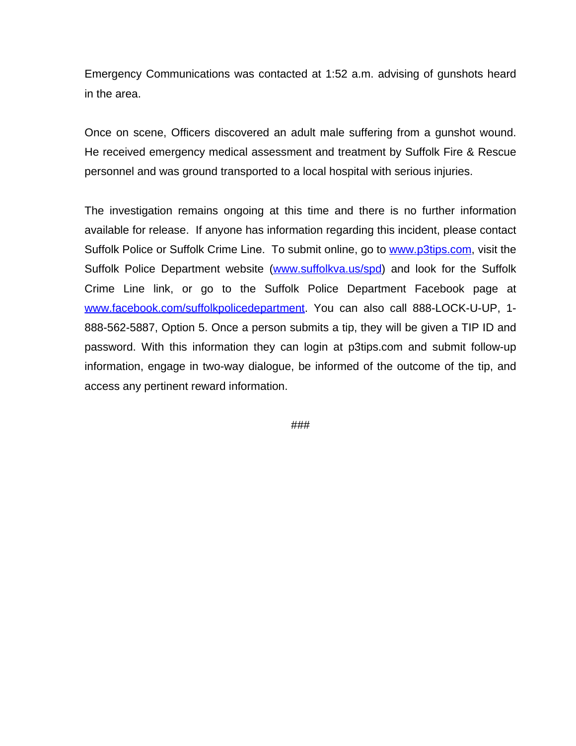Emergency Communications was contacted at 1:52 a.m. advising of gunshots heard in the area.

Once on scene, Officers discovered an adult male suffering from a gunshot wound. He received emergency medical assessment and treatment by Suffolk Fire & Rescue personnel and was ground transported to a local hospital with serious injuries.

The investigation remains ongoing at this time and there is no further information available for release. If anyone has information regarding this incident, please contact Suffolk Police or Suffolk Crime Line. To submit online, go to [www.p3tips.com](http://www.p3tips.com), visit the Suffolk Police Department website ([www.suffolkva.us/spd](http://www.suffolkva.us/spd)) and look for the Suffolk Crime Line link, or go to the Suffolk Police Department Facebook page at [www.facebook.com/suffolkpolicedepartment](http://www.facebook.com/suffolkpolicedepartment). You can also call 888-LOCK-U-UP, 1-888-562-5887, Option 5. Once a person submits a tip, they will be given a TIP ID and password. With this information they can login at p3tips.com and submit follow-up information, engage in two-way dialogue, be informed of the outcome of the tip, and access any pertinent reward information.

###